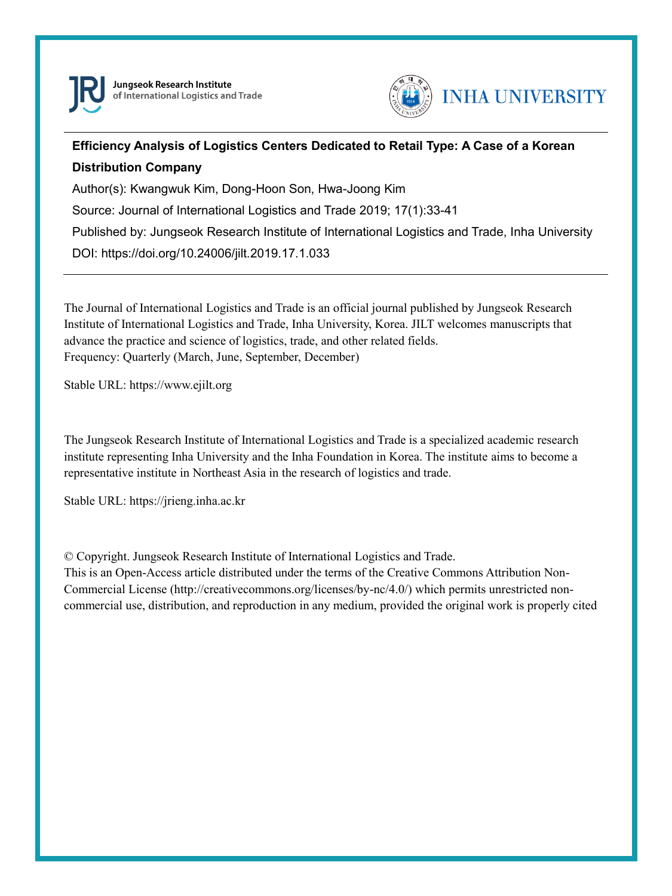Jungseok Research Institute of International Logistics and Trade

INHA UNIVERSITY

**Efficiency Analysis of Logistics Centers Dedicated to Retail Type: A Case of a Korean Distribution Company**

Author(s): Kwangwuk Kim, Dong-Hoon Son, Hwa-Joong Kim

Source: Journal of International Logistics and Trade 2019; 17(1):33-41

Published by: Jungseok Research Institute of International Logistics and Trade, Inha University

DOI: https://doi.org/10.24006/jilt.2019.17.1.033

---

The Journal of International Logistics and Trade is an official journal published by Jungseok Research Institute of International Logistics and Trade, Inha University, Korea. JILT welcomes manuscripts that advance the practice and science of logistics, trade, and other related fields.
Frequency: Quarterly (March, June, September, December)

Stable URL: https://www.ejilt.org

The Jungseok Research Institute of International Logistics and Trade is a specialized academic research institute representing Inha University and the Inha Foundation in Korea. The institute aims to become a representative institute in Northeast Asia in the research of logistics and trade.

Stable URL: https://jrieng.inha.ac.kr

© Copyright. Jungseok Research Institute of International Logistics and Trade.
This is an Open-Access article distributed under the terms of the Creative Commons Attribution Non-Commercial License (http://creativecommons.org/licenses/by-nc/4.0/) which permits unrestricted non-commercial use, distribution, and reproduction in any medium, provided the original work is properly cited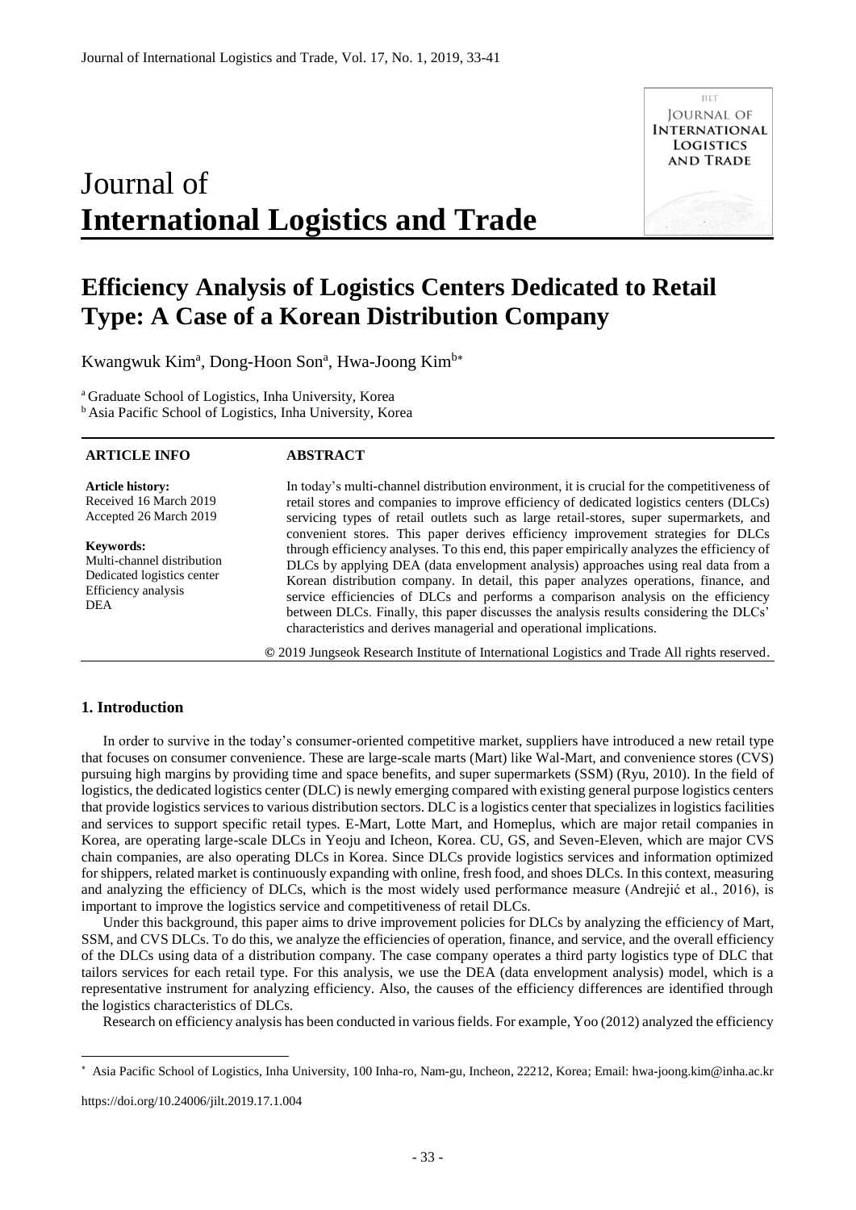# Journal of **International Logistics and Trade**

# Efficiency Analysis of Logistics Centers Dedicated to Retail Type: A Case of a Korean Distribution Company

Kwangwuk Kim[a], Dong-Hoon Son[a], Hwa-Joong Kim[b*]

[a] Graduate School of Logistics, Inha University, Korea
[b] Asia Pacific School of Logistics, Inha University, Korea

**ARTICLE INFO**

**Article history:**
Received 16 March 2019
Accepted 26 March 2019

**Keywords:**
Multi-channel distribution
Dedicated logistics center
Efficiency analysis
DEA

**ABSTRACT**

In today's multi-channel distribution environment, it is crucial for the competitiveness of retail stores and companies to improve efficiency of dedicated logistics centers (DLCs) servicing types of retail outlets such as large retail-stores, super supermarkets, and convenient stores. This paper derives efficiency improvement strategies for DLCs through efficiency analyses. To this end, this paper empirically analyzes the efficiency of DLCs by applying DEA (data envelopment analysis) approaches using real data from a Korean distribution company. In detail, this paper analyzes operations, finance, and service efficiencies of DLCs and performs a comparison analysis on the efficiency between DLCs. Finally, this paper discusses the analysis results considering the DLCs' characteristics and derives managerial and operational implications.

© 2019 Jungseok Research Institute of International Logistics and Trade All rights reserved.

## 1. Introduction

In order to survive in the today's consumer-oriented competitive market, suppliers have introduced a new retail type that focuses on consumer convenience. These are large-scale marts (Mart) like Wal-Mart, and convenience stores (CVS) pursuing high margins by providing time and space benefits, and super supermarkets (SSM) (Ryu, 2010). In the field of logistics, the dedicated logistics center (DLC) is newly emerging compared with existing general purpose logistics centers that provide logistics services to various distribution sectors. DLC is a logistics center that specializes in logistics facilities and services to support specific retail types. E-Mart, Lotte Mart, and Homeplus, which are major retail companies in Korea, are operating large-scale DLCs in Yeoju and Icheon, Korea. CU, GS, and Seven-Eleven, which are major CVS chain companies, are also operating DLCs in Korea. Since DLCs provide logistics services and information optimized for shippers, related market is continuously expanding with online, fresh food, and shoes DLCs. In this context, measuring and analyzing the efficiency of DLCs, which is the most widely used performance measure (Andrejić et al., 2016), is important to improve the logistics service and competitiveness of retail DLCs.

Under this background, this paper aims to drive improvement policies for DLCs by analyzing the efficiency of Mart, SSM, and CVS DLCs. To do this, we analyze the efficiencies of operation, finance, and service, and the overall efficiency of the DLCs using data of a distribution company. The case company operates a third party logistics type of DLC that tailors services for each retail type. For this analysis, we use the DEA (data envelopment analysis) model, which is a representative instrument for analyzing efficiency. Also, the causes of the efficiency differences are identified through the logistics characteristics of DLCs.

Research on efficiency analysis has been conducted in various fields. For example, Yoo (2012) analyzed the efficiency

---

\* Asia Pacific School of Logistics, Inha University, 100 Inha-ro, Nam-gu, Incheon, 22212, Korea; Email: hwa-joong.kim@inha.ac.kr

https://doi.org/10.24006/jilt.2019.17.1.004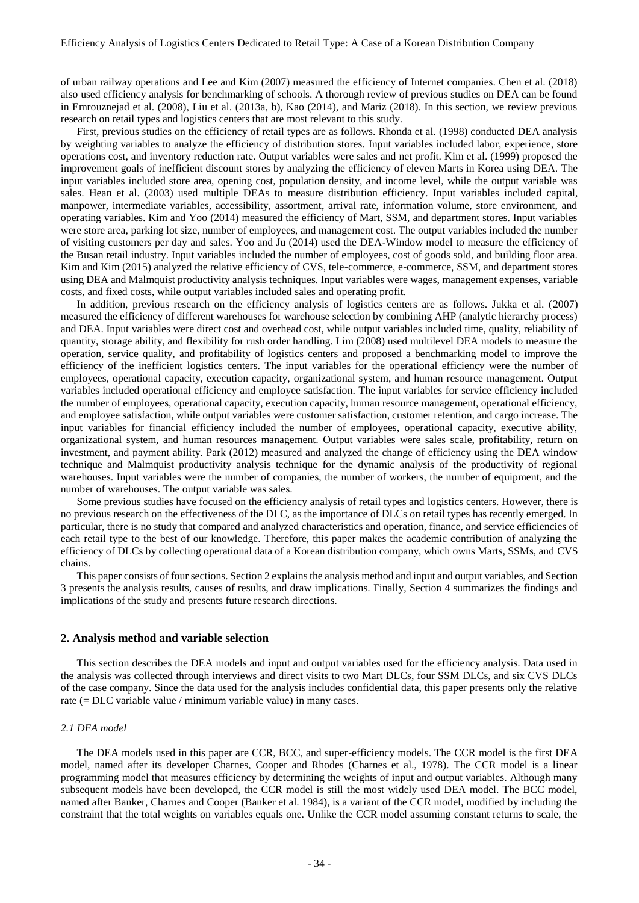of urban railway operations and Lee and Kim (2007) measured the efficiency of Internet companies. Chen et al. (2018) also used efficiency analysis for benchmarking of schools. A thorough review of previous studies on DEA can be found in Emrouznejad et al. (2008), Liu et al. (2013a, b), Kao (2014), and Mariz (2018). In this section, we review previous research on retail types and logistics centers that are most relevant to this study.

First, previous studies on the efficiency of retail types are as follows. Rhonda et al. (1998) conducted DEA analysis by weighting variables to analyze the efficiency of distribution stores. Input variables included labor, experience, store operations cost, and inventory reduction rate. Output variables were sales and net profit. Kim et al. (1999) proposed the improvement goals of inefficient discount stores by analyzing the efficiency of eleven Marts in Korea using DEA. The input variables included store area, opening cost, population density, and income level, while the output variable was sales. Hean et al. (2003) used multiple DEAs to measure distribution efficiency. Input variables included capital, manpower, intermediate variables, accessibility, assortment, arrival rate, information volume, store environment, and operating variables. Kim and Yoo (2014) measured the efficiency of Mart, SSM, and department stores. Input variables were store area, parking lot size, number of employees, and management cost. The output variables included the number of visiting customers per day and sales. Yoo and Ju (2014) used the DEA-Window model to measure the efficiency of the Busan retail industry. Input variables included the number of employees, cost of goods sold, and building floor area. Kim and Kim (2015) analyzed the relative efficiency of CVS, tele-commerce, e-commerce, SSM, and department stores using DEA and Malmquist productivity analysis techniques. Input variables were wages, management expenses, variable costs, and fixed costs, while output variables included sales and operating profit.

In addition, previous research on the efficiency analysis of logistics centers are as follows. Jukka et al. (2007) measured the efficiency of different warehouses for warehouse selection by combining AHP (analytic hierarchy process) and DEA. Input variables were direct cost and overhead cost, while output variables included time, quality, reliability of quantity, storage ability, and flexibility for rush order handling. Lim (2008) used multilevel DEA models to measure the operation, service quality, and profitability of logistics centers and proposed a benchmarking model to improve the efficiency of the inefficient logistics centers. The input variables for the operational efficiency were the number of employees, operational capacity, execution capacity, organizational system, and human resource management. Output variables included operational efficiency and employee satisfaction. The input variables for service efficiency included the number of employees, operational capacity, execution capacity, human resource management, operational efficiency, and employee satisfaction, while output variables were customer satisfaction, customer retention, and cargo increase. The input variables for financial efficiency included the number of employees, operational capacity, executive ability, organizational system, and human resources management. Output variables were sales scale, profitability, return on investment, and payment ability. Park (2012) measured and analyzed the change of efficiency using the DEA window technique and Malmquist productivity analysis technique for the dynamic analysis of the productivity of regional warehouses. Input variables were the number of companies, the number of workers, the number of equipment, and the number of warehouses. The output variable was sales.

Some previous studies have focused on the efficiency analysis of retail types and logistics centers. However, there is no previous research on the effectiveness of the DLC, as the importance of DLCs on retail types has recently emerged. In particular, there is no study that compared and analyzed characteristics and operation, finance, and service efficiencies of each retail type to the best of our knowledge. Therefore, this paper makes the academic contribution of analyzing the efficiency of DLCs by collecting operational data of a Korean distribution company, which owns Marts, SSMs, and CVS chains.

This paper consists of four sections. Section 2 explains the analysis method and input and output variables, and Section 3 presents the analysis results, causes of results, and draw implications. Finally, Section 4 summarizes the findings and implications of the study and presents future research directions.

## 2. Analysis method and variable selection

This section describes the DEA models and input and output variables used for the efficiency analysis. Data used in the analysis was collected through interviews and direct visits to two Mart DLCs, four SSM DLCs, and six CVS DLCs of the case company. Since the data used for the analysis includes confidential data, this paper presents only the relative rate (= DLC variable value / minimum variable value) in many cases.

### *2.1 DEA model*

The DEA models used in this paper are CCR, BCC, and super-efficiency models. The CCR model is the first DEA model, named after its developer Charnes, Cooper and Rhodes (Charnes et al., 1978). The CCR model is a linear programming model that measures efficiency by determining the weights of input and output variables. Although many subsequent models have been developed, the CCR model is still the most widely used DEA model. The BCC model, named after Banker, Charnes and Cooper (Banker et al. 1984), is a variant of the CCR model, modified by including the constraint that the total weights on variables equals one. Unlike the CCR model assuming constant returns to scale, the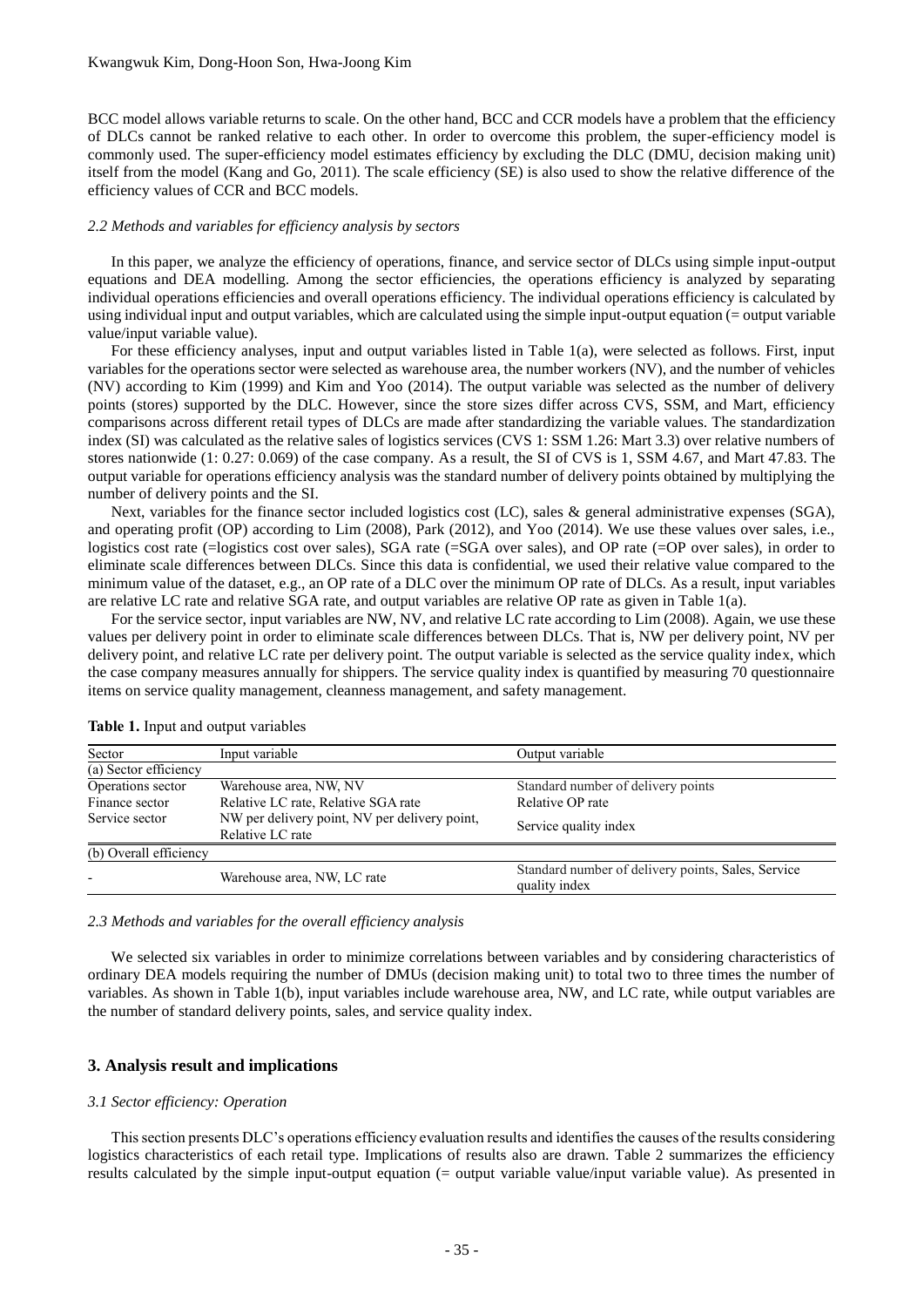BCC model allows variable returns to scale. On the other hand, BCC and CCR models have a problem that the efficiency of DLCs cannot be ranked relative to each other. In order to overcome this problem, the super-efficiency model is commonly used. The super-efficiency model estimates efficiency by excluding the DLC (DMU, decision making unit) itself from the model (Kang and Go, 2011). The scale efficiency (SE) is also used to show the relative difference of the efficiency values of CCR and BCC models.

### *2.2 Methods and variables for efficiency analysis by sectors*

In this paper, we analyze the efficiency of operations, finance, and service sector of DLCs using simple input-output equations and DEA modelling. Among the sector efficiencies, the operations efficiency is analyzed by separating individual operations efficiencies and overall operations efficiency. The individual operations efficiency is calculated by using individual input and output variables, which are calculated using the simple input-output equation (= output variable value/input variable value).

For these efficiency analyses, input and output variables listed in Table 1(a), were selected as follows. First, input variables for the operations sector were selected as warehouse area, the number workers (NV), and the number of vehicles (NV) according to Kim (1999) and Kim and Yoo (2014). The output variable was selected as the number of delivery points (stores) supported by the DLC. However, since the store sizes differ across CVS, SSM, and Mart, efficiency comparisons across different retail types of DLCs are made after standardizing the variable values. The standardization index (SI) was calculated as the relative sales of logistics services (CVS 1: SSM 1.26: Mart 3.3) over relative numbers of stores nationwide (1: 0.27: 0.069) of the case company. As a result, the SI of CVS is 1, SSM 4.67, and Mart 47.83. The output variable for operations efficiency analysis was the standard number of delivery points obtained by multiplying the number of delivery points and the SI.

Next, variables for the finance sector included logistics cost (LC), sales & general administrative expenses (SGA), and operating profit (OP) according to Lim (2008), Park (2012), and Yoo (2014). We use these values over sales, i.e., logistics cost rate (=logistics cost over sales), SGA rate (=SGA over sales), and OP rate (=OP over sales), in order to eliminate scale differences between DLCs. Since this data is confidential, we used their relative value compared to the minimum value of the dataset, e.g., an OP rate of a DLC over the minimum OP rate of DLCs. As a result, input variables are relative LC rate and relative SGA rate, and output variables are relative OP rate as given in Table 1(a).

For the service sector, input variables are NW, NV, and relative LC rate according to Lim (2008). Again, we use these values per delivery point in order to eliminate scale differences between DLCs. That is, NW per delivery point, NV per delivery point, and relative LC rate per delivery point. The output variable is selected as the service quality index, which the case company measures annually for shippers. The service quality index is quantified by measuring 70 questionnaire items on service quality management, cleanness management, and safety management.

**Table 1.** Input and output variables

| Sector | Input variable | Output variable |
|---|---|---|
| (a) Sector efficiency | | |
| Operations sector | Warehouse area, NW, NV | Standard number of delivery points |
| Finance sector | Relative LC rate, Relative SGA rate | Relative OP rate |
| Service sector | NW per delivery point, NV per delivery point, Relative LC rate | Service quality index |
| (b) Overall efficiency | | |
| - | Warehouse area, NW, LC rate | Standard number of delivery points, Sales, Service quality index |

### *2.3 Methods and variables for the overall efficiency analysis*

We selected six variables in order to minimize correlations between variables and by considering characteristics of ordinary DEA models requiring the number of DMUs (decision making unit) to total two to three times the number of variables. As shown in Table 1(b), input variables include warehouse area, NW, and LC rate, while output variables are the number of standard delivery points, sales, and service quality index.

## **3. Analysis result and implications**

### *3.1 Sector efficiency: Operation*

This section presents DLC's operations efficiency evaluation results and identifies the causes of the results considering logistics characteristics of each retail type. Implications of results also are drawn. Table 2 summarizes the efficiency results calculated by the simple input-output equation (= output variable value/input variable value). As presented in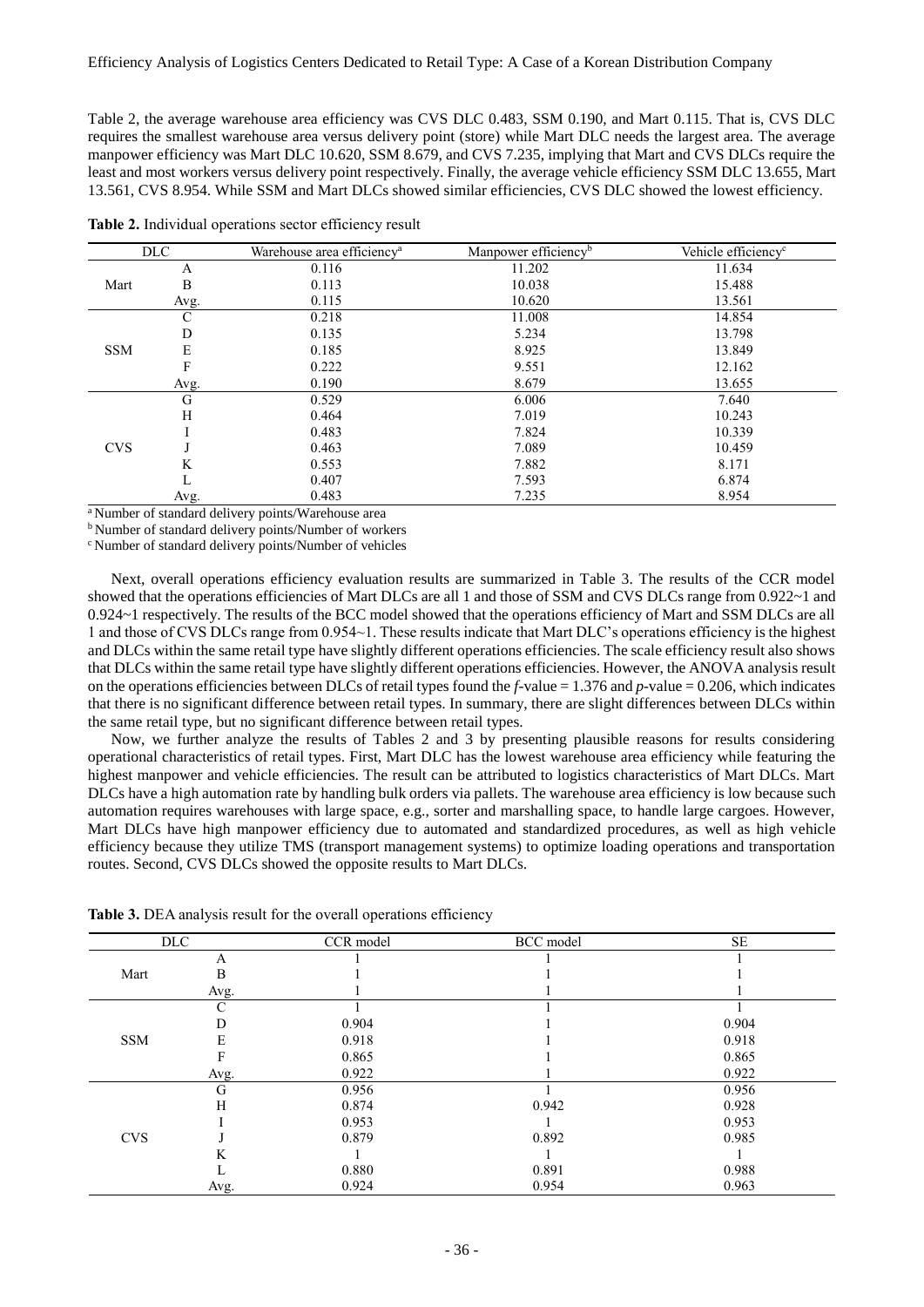Table 2, the average warehouse area efficiency was CVS DLC 0.483, SSM 0.190, and Mart 0.115. That is, CVS DLC requires the smallest warehouse area versus delivery point (store) while Mart DLC needs the largest area. The average manpower efficiency was Mart DLC 10.620, SSM 8.679, and CVS 7.235, implying that Mart and CVS DLCs require the least and most workers versus delivery point respectively. Finally, the average vehicle efficiency SSM DLC 13.655, Mart 13.561, CVS 8.954. While SSM and Mart DLCs showed similar efficiencies, CVS DLC showed the lowest efficiency.

**Table 2.** Individual operations sector efficiency result

| DLC | | Warehouse area efficiency[a] | Manpower efficiency[b] | Vehicle efficiency[c] |
|---|---|---|---|---|
| Mart | A | 0.116 | 11.202 | 11.634 |
| | B | 0.113 | 10.038 | 15.488 |
| | Avg. | 0.115 | 10.620 | 13.561 |
| SSM | C | 0.218 | 11.008 | 14.854 |
| | D | 0.135 | 5.234 | 13.798 |
| | E | 0.185 | 8.925 | 13.849 |
| | F | 0.222 | 9.551 | 12.162 |
| | Avg. | 0.190 | 8.679 | 13.655 |
| CVS | G | 0.529 | 6.006 | 7.640 |
| | H | 0.464 | 7.019 | 10.243 |
| | I | 0.483 | 7.824 | 10.339 |
| | J | 0.463 | 7.089 | 10.459 |
| | K | 0.553 | 7.882 | 8.171 |
| | L | 0.407 | 7.593 | 6.874 |
| | Avg. | 0.483 | 7.235 | 8.954 |

[a] Number of standard delivery points/Warehouse area

[b] Number of standard delivery points/Number of workers

[c] Number of standard delivery points/Number of vehicles

Next, overall operations efficiency evaluation results are summarized in Table 3. The results of the CCR model showed that the operations efficiencies of Mart DLCs are all 1 and those of SSM and CVS DLCs range from 0.922~1 and 0.924~1 respectively. The results of the BCC model showed that the operations efficiency of Mart and SSM DLCs are all 1 and those of CVS DLCs range from 0.954~1. These results indicate that Mart DLC's operations efficiency is the highest and DLCs within the same retail type have slightly different operations efficiencies. The scale efficiency result also shows that DLCs within the same retail type have slightly different operations efficiencies. However, the ANOVA analysis result on the operations efficiencies between DLCs of retail types found the $f$-value = 1.376 and $p$-value = 0.206, which indicates that there is no significant difference between retail types. In summary, there are slight differences between DLCs within the same retail type, but no significant difference between retail types.

Now, we further analyze the results of Tables 2 and 3 by presenting plausible reasons for results considering operational characteristics of retail types. First, Mart DLC has the lowest warehouse area efficiency while featuring the highest manpower and vehicle efficiencies. The result can be attributed to logistics characteristics of Mart DLCs. Mart DLCs have a high automation rate by handling bulk orders via pallets. The warehouse area efficiency is low because such automation requires warehouses with large space, e.g., sorter and marshalling space, to handle large cargoes. However, Mart DLCs have high manpower efficiency due to automated and standardized procedures, as well as high vehicle efficiency because they utilize TMS (transport management systems) to optimize loading operations and transportation routes. Second, CVS DLCs showed the opposite results to Mart DLCs.

**Table 3.** DEA analysis result for the overall operations efficiency

| DLC | | CCR model | BCC model | SE |
|---|---|---|---|---|
| Mart | A | 1 | 1 | 1 |
| | B | 1 | 1 | 1 |
| | Avg. | 1 | 1 | 1 |
| SSM | C | 1 | 1 | 1 |
| | D | 0.904 | 1 | 0.904 |
| | E | 0.918 | 1 | 0.918 |
| | F | 0.865 | 1 | 0.865 |
| | Avg. | 0.922 | 1 | 0.922 |
| CVS | G | 0.956 | 1 | 0.956 |
| | H | 0.874 | 0.942 | 0.928 |
| | I | 0.953 | 1 | 0.953 |
| | J | 0.879 | 0.892 | 0.985 |
| | K | 1 | 1 | 1 |
| | L | 0.880 | 0.891 | 0.988 |
| | Avg. | 0.924 | 0.954 | 0.963 |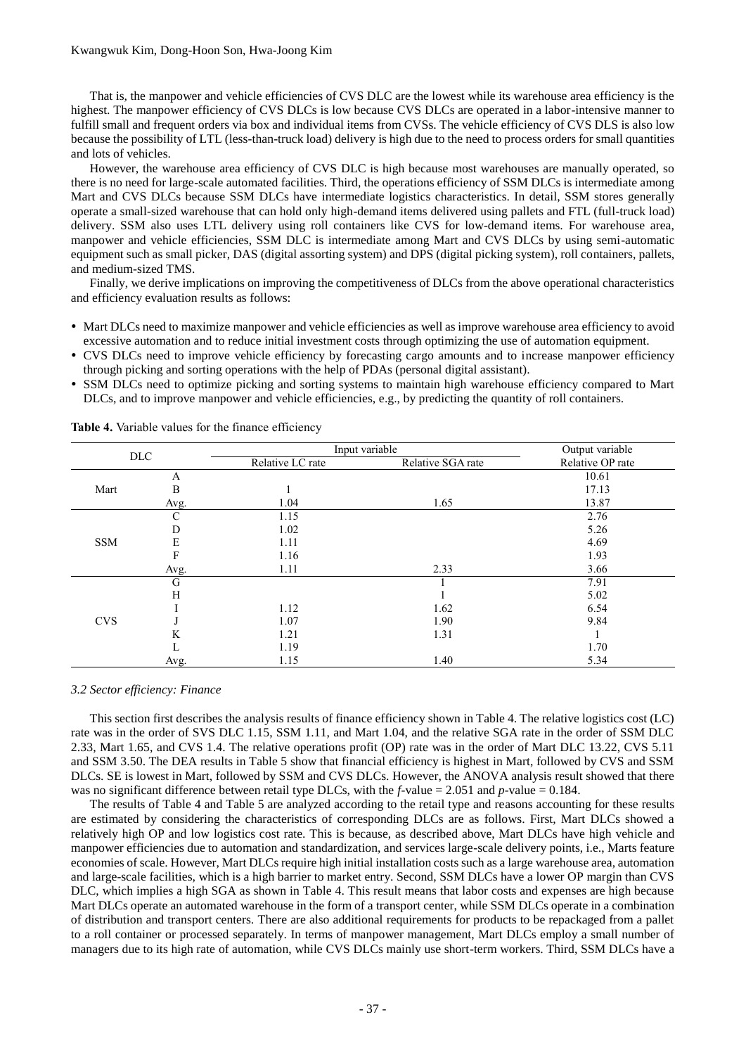That is, the manpower and vehicle efficiencies of CVS DLC are the lowest while its warehouse area efficiency is the highest. The manpower efficiency of CVS DLCs is low because CVS DLCs are operated in a labor-intensive manner to fulfill small and frequent orders via box and individual items from CVSs. The vehicle efficiency of CVS DLS is also low because the possibility of LTL (less-than-truck load) delivery is high due to the need to process orders for small quantities and lots of vehicles.

However, the warehouse area efficiency of CVS DLC is high because most warehouses are manually operated, so there is no need for large-scale automated facilities. Third, the operations efficiency of SSM DLCs is intermediate among Mart and CVS DLCs because SSM DLCs have intermediate logistics characteristics. In detail, SSM stores generally operate a small-sized warehouse that can hold only high-demand items delivered using pallets and FTL (full-truck load) delivery. SSM also uses LTL delivery using roll containers like CVS for low-demand items. For warehouse area, manpower and vehicle efficiencies, SSM DLC is intermediate among Mart and CVS DLCs by using semi-automatic equipment such as small picker, DAS (digital assorting system) and DPS (digital picking system), roll containers, pallets, and medium-sized TMS.

Finally, we derive implications on improving the competitiveness of DLCs from the above operational characteristics and efficiency evaluation results as follows:

- Mart DLCs need to maximize manpower and vehicle efficiencies as well as improve warehouse area efficiency to avoid excessive automation and to reduce initial investment costs through optimizing the use of automation equipment.
- CVS DLCs need to improve vehicle efficiency by forecasting cargo amounts and to increase manpower efficiency through picking and sorting operations with the help of PDAs (personal digital assistant).
- SSM DLCs need to optimize picking and sorting systems to maintain high warehouse efficiency compared to Mart DLCs, and to improve manpower and vehicle efficiencies, e.g., by predicting the quantity of roll containers.

**Table 4.** Variable values for the finance efficiency

| DLC | | Input variable | | Output variable |
|---|---|---|---|---|
| | | Relative LC rate | Relative SGA rate | Relative OP rate |
| Mart | A | | | 10.61 |
| | B | 1 | | 17.13 |
| | Avg. | 1.04 | 1.65 | 13.87 |
| SSM | C | 1.15 | | 2.76 |
| | D | 1.02 | | 5.26 |
| | E | 1.11 | | 4.69 |
| | F | 1.16 | | 1.93 |
| | Avg. | 1.11 | 2.33 | 3.66 |
| CVS | G | | 1 | 7.91 |
| | H | | 1 | 5.02 |
| | I | 1.12 | 1.62 | 6.54 |
| | J | 1.07 | 1.90 | 9.84 |
| | K | 1.21 | 1.31 | 1 |
| | L | 1.19 | | 1.70 |
| | Avg. | 1.15 | 1.40 | 5.34 |

*3.2 Sector efficiency: Finance*

This section first describes the analysis results of finance efficiency shown in Table 4. The relative logistics cost (LC) rate was in the order of SVS DLC 1.15, SSM 1.11, and Mart 1.04, and the relative SGA rate in the order of SSM DLC 2.33, Mart 1.65, and CVS 1.4. The relative operations profit (OP) rate was in the order of Mart DLC 13.22, CVS 5.11 and SSM 3.50. The DEA results in Table 5 show that financial efficiency is highest in Mart, followed by CVS and SSM DLCs. SE is lowest in Mart, followed by SSM and CVS DLCs. However, the ANOVA analysis result showed that there was no significant difference between retail type DLCs, with the $f$-value = 2.051 and $p$-value = 0.184.

The results of Table 4 and Table 5 are analyzed according to the retail type and reasons accounting for these results are estimated by considering the characteristics of corresponding DLCs are as follows. First, Mart DLCs showed a relatively high OP and low logistics cost rate. This is because, as described above, Mart DLCs have high vehicle and manpower efficiencies due to automation and standardization, and services large-scale delivery points, i.e., Marts feature economies of scale. However, Mart DLCs require high initial installation costs such as a large warehouse area, automation and large-scale facilities, which is a high barrier to market entry. Second, SSM DLCs have a lower OP margin than CVS DLC, which implies a high SGA as shown in Table 4. This result means that labor costs and expenses are high because Mart DLCs operate an automated warehouse in the form of a transport center, while SSM DLCs operate in a combination of distribution and transport centers. There are also additional requirements for products to be repackaged from a pallet to a roll container or processed separately. In terms of manpower management, Mart DLCs employ a small number of managers due to its high rate of automation, while CVS DLCs mainly use short-term workers. Third, SSM DLCs have a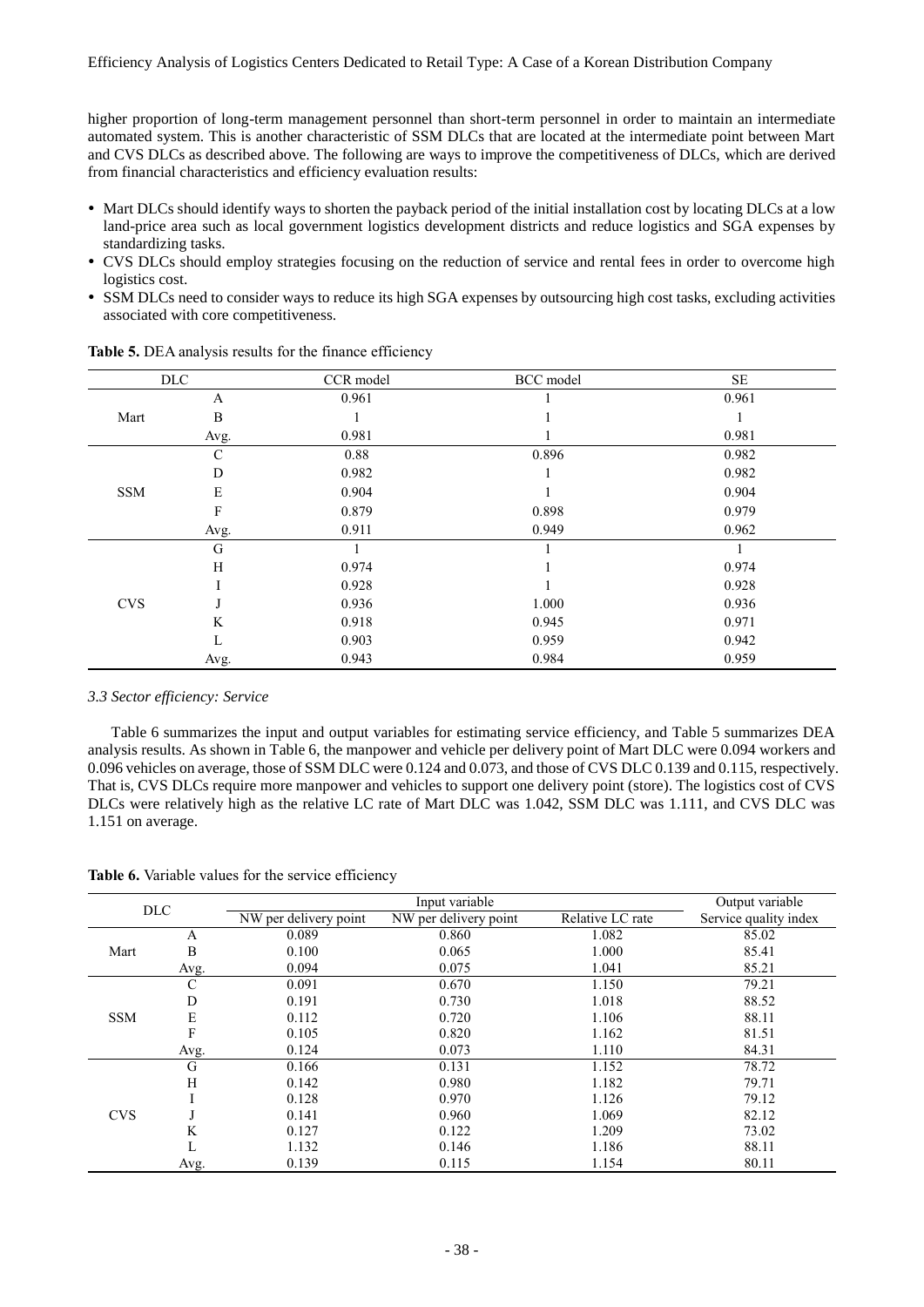higher proportion of long-term management personnel than short-term personnel in order to maintain an intermediate automated system. This is another characteristic of SSM DLCs that are located at the intermediate point between Mart and CVS DLCs as described above. The following are ways to improve the competitiveness of DLCs, which are derived from financial characteristics and efficiency evaluation results:

- Mart DLCs should identify ways to shorten the payback period of the initial installation cost by locating DLCs at a low land-price area such as local government logistics development districts and reduce logistics and SGA expenses by standardizing tasks.
- CVS DLCs should employ strategies focusing on the reduction of service and rental fees in order to overcome high logistics cost.
- SSM DLCs need to consider ways to reduce its high SGA expenses by outsourcing high cost tasks, excluding activities associated with core competitiveness.

**Table 5.** DEA analysis results for the finance efficiency

| DLC | | CCR model | BCC model | SE |
|---|---|---|---|---|
| Mart | A | 0.961 | 1 | 0.961 |
| | B | 1 | 1 | 1 |
| | Avg. | 0.981 | 1 | 0.981 |
| SSM | C | 0.88 | 0.896 | 0.982 |
| | D | 0.982 | 1 | 0.982 |
| | E | 0.904 | 1 | 0.904 |
| | F | 0.879 | 0.898 | 0.979 |
| | Avg. | 0.911 | 0.949 | 0.962 |
| CVS | G | 1 | 1 | 1 |
| | H | 0.974 | 1 | 0.974 |
| | I | 0.928 | 1 | 0.928 |
| | J | 0.936 | 1.000 | 0.936 |
| | K | 0.918 | 0.945 | 0.971 |
| | L | 0.903 | 0.959 | 0.942 |
| | Avg. | 0.943 | 0.984 | 0.959 |

*3.3 Sector efficiency: Service*

Table 6 summarizes the input and output variables for estimating service efficiency, and Table 5 summarizes DEA analysis results. As shown in Table 6, the manpower and vehicle per delivery point of Mart DLC were 0.094 workers and 0.096 vehicles on average, those of SSM DLC were 0.124 and 0.073, and those of CVS DLC 0.139 and 0.115, respectively. That is, CVS DLCs require more manpower and vehicles to support one delivery point (store). The logistics cost of CVS DLCs were relatively high as the relative LC rate of Mart DLC was 1.042, SSM DLC was 1.111, and CVS DLC was 1.151 on average.

**Table 6.** Variable values for the service efficiency

| DLC | | Input variable | | | Output variable |
|---|---|---|---|---|---|
| | | NW per delivery point | NW per delivery point | Relative LC rate | Service quality index |
| Mart | A | 0.089 | 0.860 | 1.082 | 85.02 |
| | B | 0.100 | 0.065 | 1.000 | 85.41 |
| | Avg. | 0.094 | 0.075 | 1.041 | 85.21 |
| SSM | C | 0.091 | 0.670 | 1.150 | 79.21 |
| | D | 0.191 | 0.730 | 1.018 | 88.52 |
| | E | 0.112 | 0.720 | 1.106 | 88.11 |
| | F | 0.105 | 0.820 | 1.162 | 81.51 |
| | Avg. | 0.124 | 0.073 | 1.110 | 84.31 |
| CVS | G | 0.166 | 0.131 | 1.152 | 78.72 |
| | H | 0.142 | 0.980 | 1.182 | 79.71 |
| | I | 0.128 | 0.970 | 1.126 | 79.12 |
| | J | 0.141 | 0.960 | 1.069 | 82.12 |
| | K | 0.127 | 0.122 | 1.209 | 73.02 |
| | L | 1.132 | 0.146 | 1.186 | 88.11 |
| | Avg. | 0.139 | 0.115 | 1.154 | 80.11 |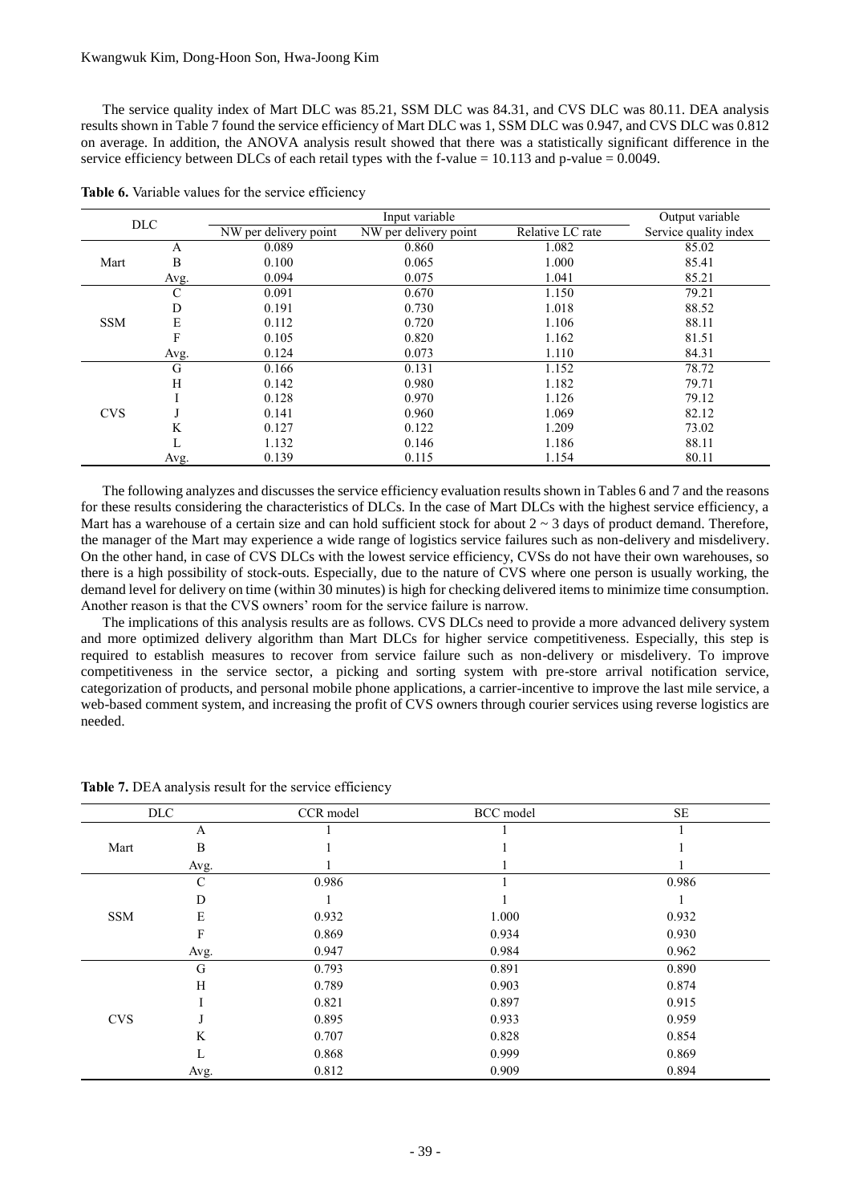The service quality index of Mart DLC was 85.21, SSM DLC was 84.31, and CVS DLC was 80.11. DEA analysis results shown in Table 7 found the service efficiency of Mart DLC was 1, SSM DLC was 0.947, and CVS DLC was 0.812 on average. In addition, the ANOVA analysis result showed that there was a statistically significant difference in the service efficiency between DLCs of each retail types with the f-value = 10.113 and p-value = 0.0049.

**Table 6.** Variable values for the service efficiency

| DLC | | Input variable | | | Output variable |
|---|---|---|---|---|---|
| | | NW per delivery point | NW per delivery point | Relative LC rate | Service quality index |
| Mart | A | 0.089 | 0.860 | 1.082 | 85.02 |
| | B | 0.100 | 0.065 | 1.000 | 85.41 |
| | Avg. | 0.094 | 0.075 | 1.041 | 85.21 |
| SSM | C | 0.091 | 0.670 | 1.150 | 79.21 |
| | D | 0.191 | 0.730 | 1.018 | 88.52 |
| | E | 0.112 | 0.720 | 1.106 | 88.11 |
| | F | 0.105 | 0.820 | 1.162 | 81.51 |
| | Avg. | 0.124 | 0.073 | 1.110 | 84.31 |
| CVS | G | 0.166 | 0.131 | 1.152 | 78.72 |
| | H | 0.142 | 0.980 | 1.182 | 79.71 |
| | I | 0.128 | 0.970 | 1.126 | 79.12 |
| | J | 0.141 | 0.960 | 1.069 | 82.12 |
| | K | 0.127 | 0.122 | 1.209 | 73.02 |
| | L | 1.132 | 0.146 | 1.186 | 88.11 |
| | Avg. | 0.139 | 0.115 | 1.154 | 80.11 |

The following analyzes and discusses the service efficiency evaluation results shown in Tables 6 and 7 and the reasons for these results considering the characteristics of DLCs. In the case of Mart DLCs with the highest service efficiency, a Mart has a warehouse of a certain size and can hold sufficient stock for about 2 ~ 3 days of product demand. Therefore, the manager of the Mart may experience a wide range of logistics service failures such as non-delivery and misdelivery. On the other hand, in case of CVS DLCs with the lowest service efficiency, CVSs do not have their own warehouses, so there is a high possibility of stock-outs. Especially, due to the nature of CVS where one person is usually working, the demand level for delivery on time (within 30 minutes) is high for checking delivered items to minimize time consumption. Another reason is that the CVS owners' room for the service failure is narrow.

The implications of this analysis results are as follows. CVS DLCs need to provide a more advanced delivery system and more optimized delivery algorithm than Mart DLCs for higher service competitiveness. Especially, this step is required to establish measures to recover from service failure such as non-delivery or misdelivery. To improve competitiveness in the service sector, a picking and sorting system with pre-store arrival notification service, categorization of products, and personal mobile phone applications, a carrier-incentive to improve the last mile service, a web-based comment system, and increasing the profit of CVS owners through courier services using reverse logistics are needed.

**Table 7.** DEA analysis result for the service efficiency

| DLC | | CCR model | BCC model | SE |
|---|---|---|---|---|
| Mart | A | 1 | 1 | 1 |
| | B | 1 | 1 | 1 |
| | Avg. | 1 | 1 | 1 |
| SSM | C | 0.986 | 1 | 0.986 |
| | D | 1 | 1 | 1 |
| | E | 0.932 | 1.000 | 0.932 |
| | F | 0.869 | 0.934 | 0.930 |
| | Avg. | 0.947 | 0.984 | 0.962 |
| CVS | G | 0.793 | 0.891 | 0.890 |
| | H | 0.789 | 0.903 | 0.874 |
| | I | 0.821 | 0.897 | 0.915 |
| | J | 0.895 | 0.933 | 0.959 |
| | K | 0.707 | 0.828 | 0.854 |
| | L | 0.868 | 0.999 | 0.869 |
| | Avg. | 0.812 | 0.909 | 0.894 |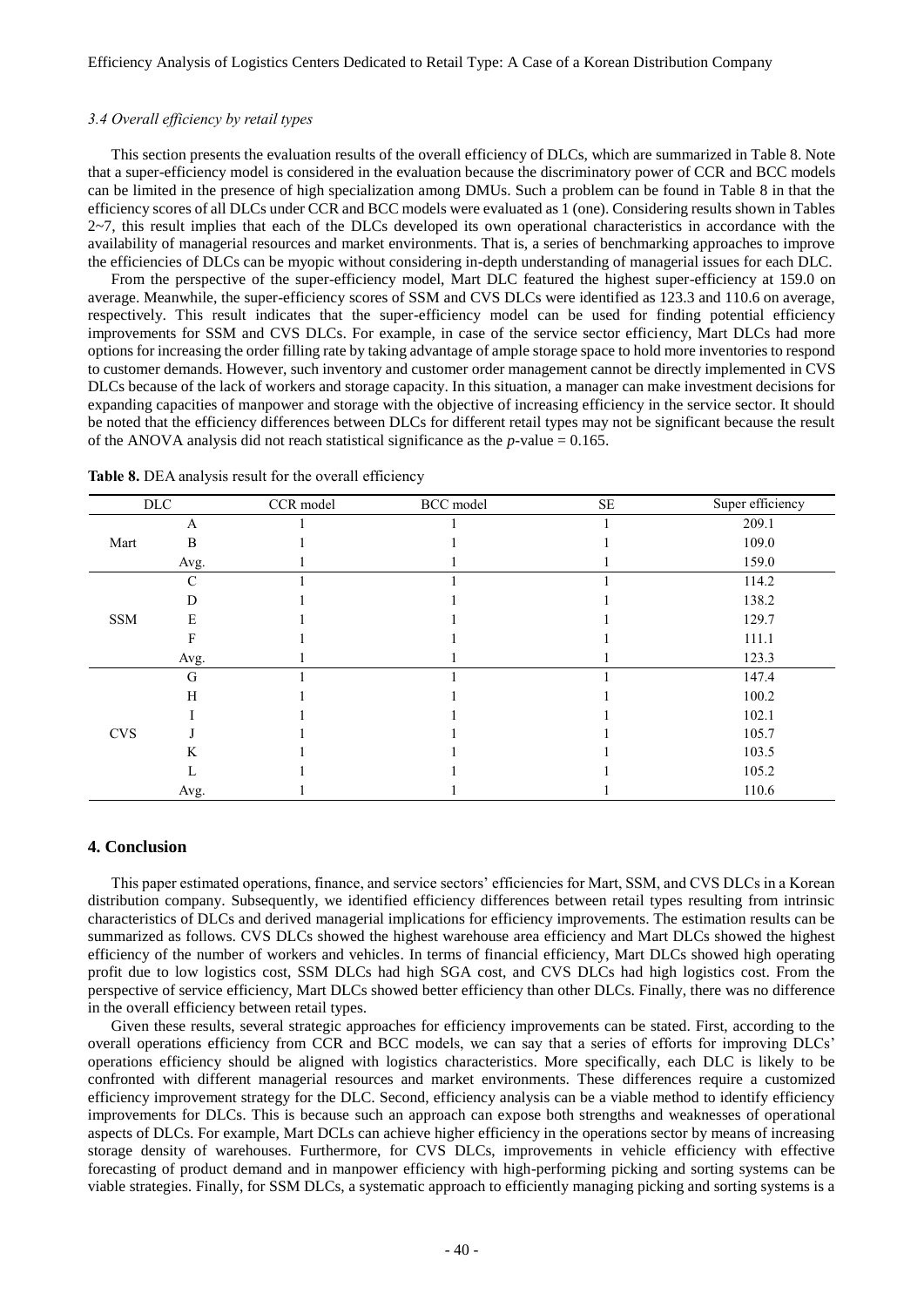### *3.4 Overall efficiency by retail types*

This section presents the evaluation results of the overall efficiency of DLCs, which are summarized in Table 8. Note that a super-efficiency model is considered in the evaluation because the discriminatory power of CCR and BCC models can be limited in the presence of high specialization among DMUs. Such a problem can be found in Table 8 in that the efficiency scores of all DLCs under CCR and BCC models were evaluated as 1 (one). Considering results shown in Tables 2~7, this result implies that each of the DLCs developed its own operational characteristics in accordance with the availability of managerial resources and market environments. That is, a series of benchmarking approaches to improve the efficiencies of DLCs can be myopic without considering in-depth understanding of managerial issues for each DLC.

From the perspective of the super-efficiency model, Mart DLC featured the highest super-efficiency at 159.0 on average. Meanwhile, the super-efficiency scores of SSM and CVS DLCs were identified as 123.3 and 110.6 on average, respectively. This result indicates that the super-efficiency model can be used for finding potential efficiency improvements for SSM and CVS DLCs. For example, in case of the service sector efficiency, Mart DLCs had more options for increasing the order filling rate by taking advantage of ample storage space to hold more inventories to respond to customer demands. However, such inventory and customer order management cannot be directly implemented in CVS DLCs because of the lack of workers and storage capacity. In this situation, a manager can make investment decisions for expanding capacities of manpower and storage with the objective of increasing efficiency in the service sector. It should be noted that the efficiency differences between DLCs for different retail types may not be significant because the result of the ANOVA analysis did not reach statistical significance as the *p*-value = 0.165.

**Table 8.** DEA analysis result for the overall efficiency

| DLC | | CCR model | BCC model | SE | Super efficiency |
|---|---|---|---|---|---|
| Mart | A | 1 | 1 | 1 | 209.1 |
| | B | 1 | 1 | 1 | 109.0 |
| | Avg. | 1 | 1 | 1 | 159.0 |
| SSM | C | 1 | 1 | 1 | 114.2 |
| | D | 1 | 1 | 1 | 138.2 |
| | E | 1 | 1 | 1 | 129.7 |
| | F | 1 | 1 | 1 | 111.1 |
| | Avg. | 1 | 1 | 1 | 123.3 |
| CVS | G | 1 | 1 | 1 | 147.4 |
| | H | 1 | 1 | 1 | 100.2 |
| | I | 1 | 1 | 1 | 102.1 |
| | J | 1 | 1 | 1 | 105.7 |
| | K | 1 | 1 | 1 | 103.5 |
| | L | 1 | 1 | 1 | 105.2 |
| | Avg. | 1 | 1 | 1 | 110.6 |

## 4. Conclusion

This paper estimated operations, finance, and service sectors' efficiencies for Mart, SSM, and CVS DLCs in a Korean distribution company. Subsequently, we identified efficiency differences between retail types resulting from intrinsic characteristics of DLCs and derived managerial implications for efficiency improvements. The estimation results can be summarized as follows. CVS DLCs showed the highest warehouse area efficiency and Mart DLCs showed the highest efficiency of the number of workers and vehicles. In terms of financial efficiency, Mart DLCs showed high operating profit due to low logistics cost, SSM DLCs had high SGA cost, and CVS DLCs had high logistics cost. From the perspective of service efficiency, Mart DLCs showed better efficiency than other DLCs. Finally, there was no difference in the overall efficiency between retail types.

Given these results, several strategic approaches for efficiency improvements can be stated. First, according to the overall operations efficiency from CCR and BCC models, we can say that a series of efforts for improving DLCs' operations efficiency should be aligned with logistics characteristics. More specifically, each DLC is likely to be confronted with different managerial resources and market environments. These differences require a customized efficiency improvement strategy for the DLC. Second, efficiency analysis can be a viable method to identify efficiency improvements for DLCs. This is because such an approach can expose both strengths and weaknesses of operational aspects of DLCs. For example, Mart DCLs can achieve higher efficiency in the operations sector by means of increasing storage density of warehouses. Furthermore, for CVS DLCs, improvements in vehicle efficiency with effective forecasting of product demand and in manpower efficiency with high-performing picking and sorting systems can be viable strategies. Finally, for SSM DLCs, a systematic approach to efficiently managing picking and sorting systems is a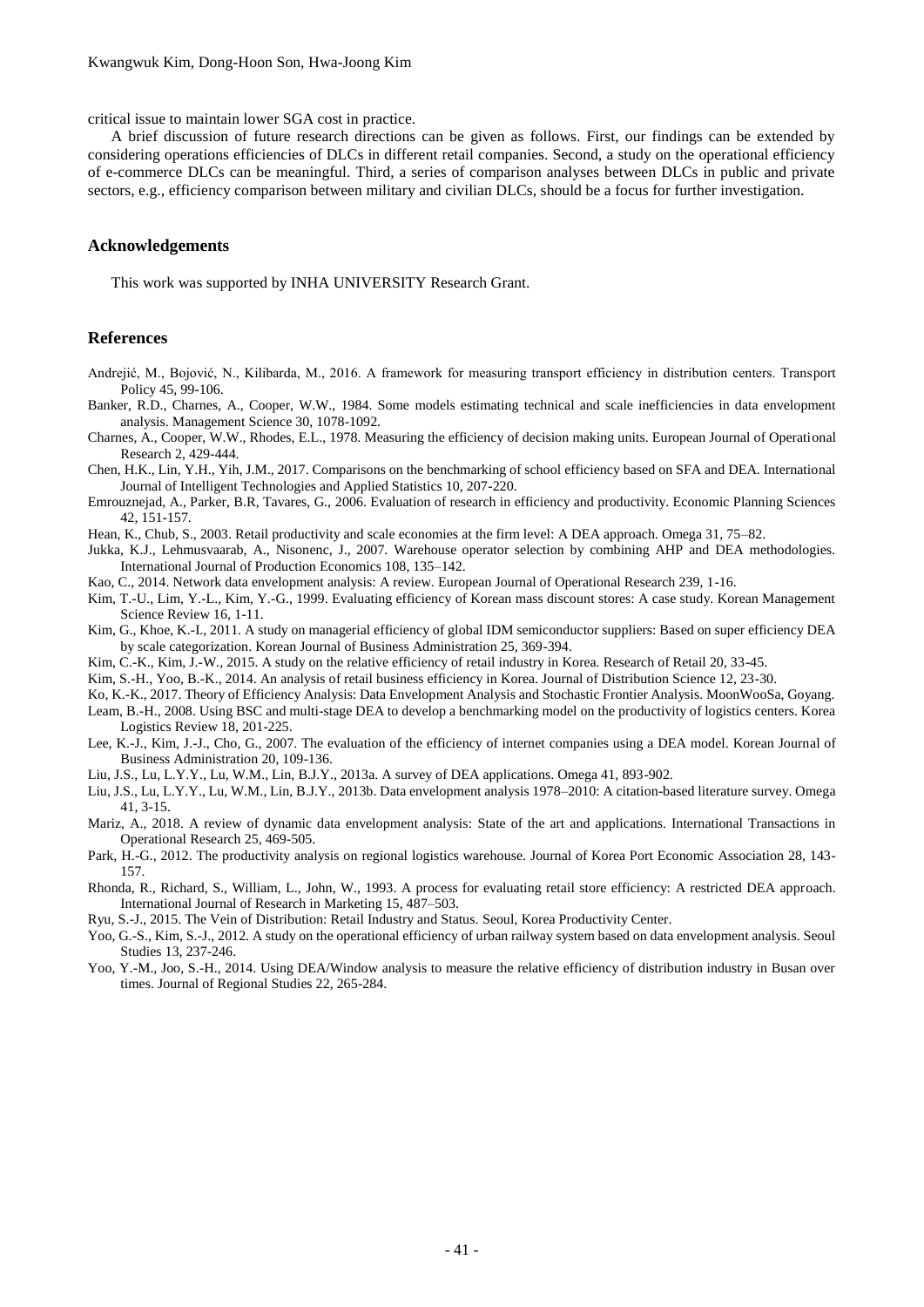critical issue to maintain lower SGA cost in practice.

A brief discussion of future research directions can be given as follows. First, our findings can be extended by considering operations efficiencies of DLCs in different retail companies. Second, a study on the operational efficiency of e-commerce DLCs can be meaningful. Third, a series of comparison analyses between DLCs in public and private sectors, e.g., efficiency comparison between military and civilian DLCs, should be a focus for further investigation.

## Acknowledgements

This work was supported by INHA UNIVERSITY Research Grant.

## References

Andrejić, M., Bojović, N., Kilibarda, M., 2016. A framework for measuring transport efficiency in distribution centers. Transport Policy 45, 99-106.

Banker, R.D., Charnes, A., Cooper, W.W., 1984. Some models estimating technical and scale inefficiencies in data envelopment analysis. Management Science 30, 1078-1092.

Charnes, A., Cooper, W.W., Rhodes, E.L., 1978. Measuring the efficiency of decision making units. European Journal of Operational Research 2, 429-444.

Chen, H.K., Lin, Y.H., Yih, J.M., 2017. Comparisons on the benchmarking of school efficiency based on SFA and DEA. International Journal of Intelligent Technologies and Applied Statistics 10, 207-220.

Emrouznejad, A., Parker, B.R, Tavares, G., 2006. Evaluation of research in efficiency and productivity. Economic Planning Sciences 42, 151-157.

Hean, K., Chub, S., 2003. Retail productivity and scale economies at the firm level: A DEA approach. Omega 31, 75–82.

Jukka, K.J., Lehmusvaarab, A., Nisonenc, J., 2007. Warehouse operator selection by combining AHP and DEA methodologies. International Journal of Production Economics 108, 135–142.

Kao, C., 2014. Network data envelopment analysis: A review. European Journal of Operational Research 239, 1-16.

Kim, T.-U., Lim, Y.-L., Kim, Y.-G., 1999. Evaluating efficiency of Korean mass discount stores: A case study. Korean Management Science Review 16, 1-11.

Kim, G., Khoe, K.-I., 2011. A study on managerial efficiency of global IDM semiconductor suppliers: Based on super efficiency DEA by scale categorization. Korean Journal of Business Administration 25, 369-394.

Kim, C.-K., Kim, J.-W., 2015. A study on the relative efficiency of retail industry in Korea. Research of Retail 20, 33-45.

Kim, S.-H., Yoo, B.-K., 2014. An analysis of retail business efficiency in Korea. Journal of Distribution Science 12, 23-30.

Ko, K.-K., 2017. Theory of Efficiency Analysis: Data Envelopment Analysis and Stochastic Frontier Analysis. MoonWooSa, Goyang.

Leam, B.-H., 2008. Using BSC and multi-stage DEA to develop a benchmarking model on the productivity of logistics centers. Korea Logistics Review 18, 201-225.

Lee, K.-J., Kim, J.-J., Cho, G., 2007. The evaluation of the efficiency of internet companies using a DEA model. Korean Journal of Business Administration 20, 109-136.

Liu, J.S., Lu, L.Y.Y., Lu, W.M., Lin, B.J.Y., 2013a. A survey of DEA applications. Omega 41, 893-902.

Liu, J.S., Lu, L.Y.Y., Lu, W.M., Lin, B.J.Y., 2013b. Data envelopment analysis 1978–2010: A citation-based literature survey. Omega 41, 3-15.

Mariz, A., 2018. A review of dynamic data envelopment analysis: State of the art and applications. International Transactions in Operational Research 25, 469-505.

Park, H.-G., 2012. The productivity analysis on regional logistics warehouse. Journal of Korea Port Economic Association 28, 143-157.

Rhonda, R., Richard, S., William, L., John, W., 1993. A process for evaluating retail store efficiency: A restricted DEA approach. International Journal of Research in Marketing 15, 487–503.

Ryu, S.-J., 2015. The Vein of Distribution: Retail Industry and Status. Seoul, Korea Productivity Center.

Yoo, G.-S., Kim, S.-J., 2012. A study on the operational efficiency of urban railway system based on data envelopment analysis. Seoul Studies 13, 237-246.

Yoo, Y.-M., Joo, S.-H., 2014. Using DEA/Window analysis to measure the relative efficiency of distribution industry in Busan over times. Journal of Regional Studies 22, 265-284.